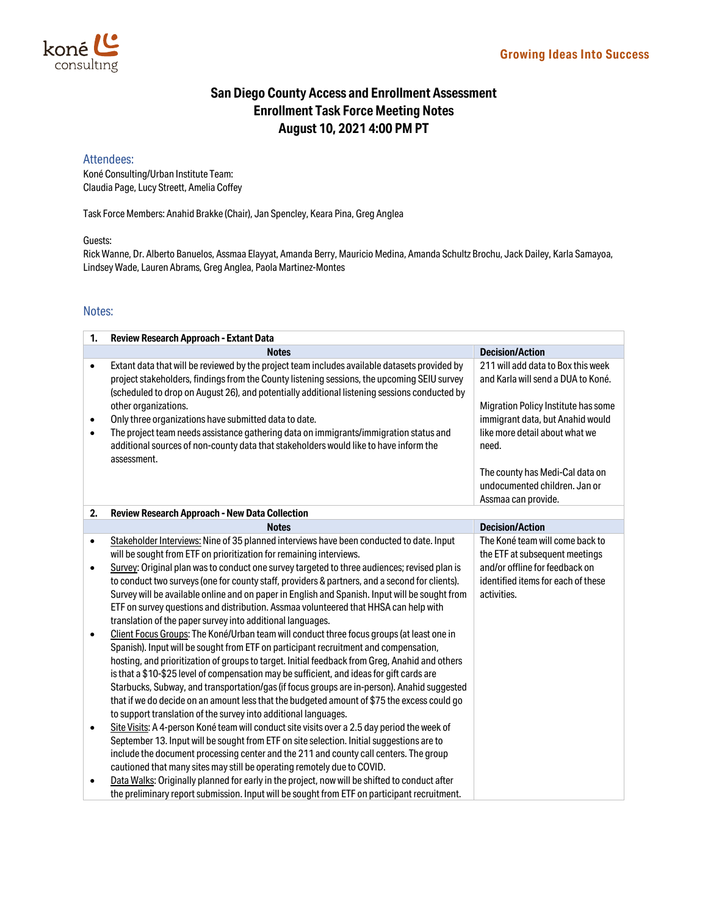# San Diego County Access and Enrollment Assessment
## Enrollment Task Force Meeting Notes
## August 10, 2021 4:00 PM PT

### Attendees:

Koné Consulting/Urban Institute Team:
Claudia Page, Lucy Streett, Amelia Coffey

Task Force Members: Anahid Brakke (Chair), Jan Spencley, Keara Pina, Greg Anglea

Guests:
Rick Wanne, Dr. Alberto Banuelos, Assmaa Elayyat, Amanda Berry, Mauricio Medina, Amanda Schultz Brochu, Jack Dailey, Karla Samayoa, Lindsey Wade, Lauren Abrams, Greg Anglea, Paola Martinez-Montes

### Notes:

| **1. Review Research Approach - Extant Data** | |
|---|---|
| **Notes** | **Decision/Action** |
| • Extant data that will be reviewed by the project team includes available datasets provided by project stakeholders, findings from the County listening sessions, the upcoming SEIU survey (scheduled to drop on August 26), and potentially additional listening sessions conducted by other organizations.<br>• Only three organizations have submitted data to date.<br>• The project team needs assistance gathering data on immigrants/immigration status and additional sources of non-county data that stakeholders would like to have inform the assessment. | 211 will add data to Box this week and Karla will send a DUA to Koné.<br><br>Migration Policy Institute has some immigrant data, but Anahid would like more detail about what we need.<br><br>The county has Medi-Cal data on undocumented children. Jan or Assmaa can provide. |

| **2. Review Research Approach - New Data Collection** | |
|---|---|
| **Notes** | **Decision/Action** |
| • Stakeholder Interviews: Nine of 35 planned interviews have been conducted to date. Input will be sought from ETF on prioritization for remaining interviews.<br>• Survey: Original plan was to conduct one survey targeted to three audiences; revised plan is to conduct two surveys (one for county staff, providers & partners, and a second for clients). Survey will be available online and on paper in English and Spanish. Input will be sought from ETF on survey questions and distribution. Assmaa volunteered that HHSA can help with translation of the paper survey into additional languages.<br>• Client Focus Groups: The Koné/Urban team will conduct three focus groups (at least one in Spanish). Input will be sought from ETF on participant recruitment and compensation, hosting, and prioritization of groups to target. Initial feedback from Greg, Anahid and others is that a $10-$25 level of compensation may be sufficient, and ideas for gift cards are Starbucks, Subway, and transportation/gas (if focus groups are in-person). Anahid suggested that if we do decide on an amount less that the budgeted amount of $75 the excess could go to support translation of the survey into additional languages.<br>• Site Visits: A 4-person Koné team will conduct site visits over a 2.5 day period the week of September 13. Input will be sought from ETF on site selection. Initial suggestions are to include the document processing center and the 211 and county call centers. The group cautioned that many sites may still be operating remotely due to COVID.<br>• Data Walks: Originally planned for early in the project, now will be shifted to conduct after the preliminary report submission. Input will be sought from ETF on participant recruitment. | The Koné team will come back to the ETF at subsequent meetings and/or offline for feedback on identified items for each of these activities. |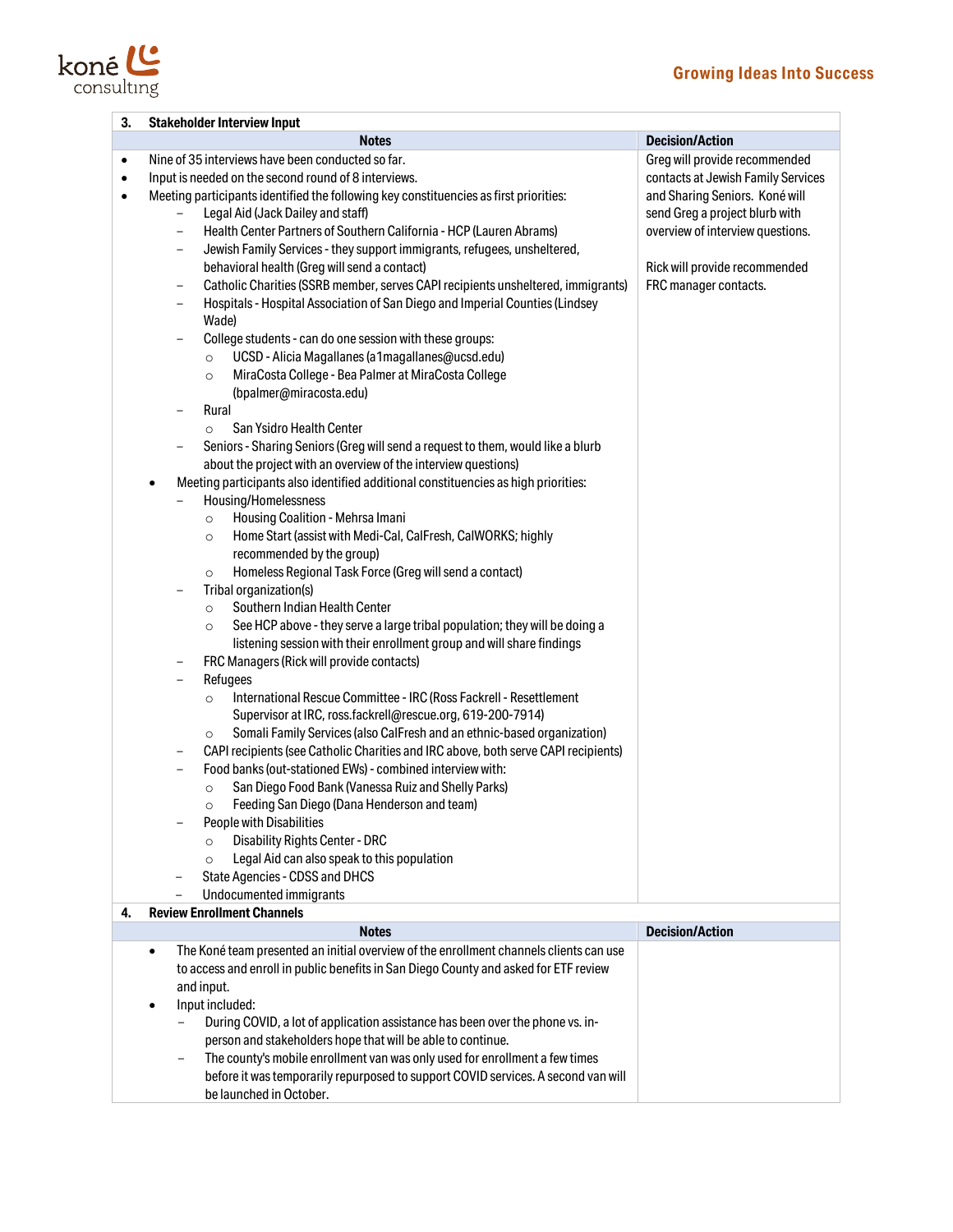| **3.** | **Stakeholder Interview Input** |
|---|---|
| **Notes** | **Decision/Action** |
| • Nine of 35 interviews have been conducted so far.<br>• Input is needed on the second round of 8 interviews.<br>• Meeting participants identified the following key constituencies as first priorities:<br>&nbsp;&nbsp;– Legal Aid (Jack Dailey and staff)<br>&nbsp;&nbsp;– Health Center Partners of Southern California - HCP (Lauren Abrams)<br>&nbsp;&nbsp;– Jewish Family Services - they support immigrants, refugees, unsheltered, behavioral health (Greg will send a contact)<br>&nbsp;&nbsp;– Catholic Charities (SSRB member, serves CAPI recipients unsheltered, immigrants)<br>&nbsp;&nbsp;– Hospitals - Hospital Association of San Diego and Imperial Counties (Lindsey Wade)<br>&nbsp;&nbsp;– College students - can do one session with these groups:<br>&nbsp;&nbsp;&nbsp;&nbsp;○ UCSD - Alicia Magallanes (a1magallanes@ucsd.edu)<br>&nbsp;&nbsp;&nbsp;&nbsp;○ MiraCosta College - Bea Palmer at MiraCosta College (bpalmer@miracosta.edu)<br>&nbsp;&nbsp;– Rural<br>&nbsp;&nbsp;&nbsp;&nbsp;○ San Ysidro Health Center<br>&nbsp;&nbsp;– Seniors - Sharing Seniors (Greg will send a request to them, would like a blurb about the project with an overview of the interview questions)<br>• Meeting participants also identified additional constituencies as high priorities:<br>&nbsp;&nbsp;– Housing/Homelessness<br>&nbsp;&nbsp;&nbsp;&nbsp;○ Housing Coalition - Mehrsa Imani<br>&nbsp;&nbsp;&nbsp;&nbsp;○ Home Start (assist with Medi-Cal, CalFresh, CalWORKS; highly recommended by the group)<br>&nbsp;&nbsp;&nbsp;&nbsp;○ Homeless Regional Task Force (Greg will send a contact)<br>&nbsp;&nbsp;– Tribal organization(s)<br>&nbsp;&nbsp;&nbsp;&nbsp;○ Southern Indian Health Center<br>&nbsp;&nbsp;&nbsp;&nbsp;○ See HCP above - they serve a large tribal population; they will be doing a listening session with their enrollment group and will share findings<br>&nbsp;&nbsp;– FRC Managers (Rick will provide contacts)<br>&nbsp;&nbsp;– Refugees<br>&nbsp;&nbsp;&nbsp;&nbsp;○ International Rescue Committee - IRC (Ross Fackrell - Resettlement Supervisor at IRC, ross.fackrell@rescue.org, 619-200-7914)<br>&nbsp;&nbsp;&nbsp;&nbsp;○ Somali Family Services (also CalFresh and an ethnic-based organization)<br>&nbsp;&nbsp;– CAPI recipients (see Catholic Charities and IRC above, both serve CAPI recipients)<br>&nbsp;&nbsp;– Food banks (out-stationed EWs) - combined interview with:<br>&nbsp;&nbsp;&nbsp;&nbsp;○ San Diego Food Bank (Vanessa Ruiz and Shelly Parks)<br>&nbsp;&nbsp;&nbsp;&nbsp;○ Feeding San Diego (Dana Henderson and team)<br>&nbsp;&nbsp;– People with Disabilities<br>&nbsp;&nbsp;&nbsp;&nbsp;○ Disability Rights Center - DRC<br>&nbsp;&nbsp;&nbsp;&nbsp;○ Legal Aid can also speak to this population<br>&nbsp;&nbsp;– State Agencies - CDSS and DHCS<br>&nbsp;&nbsp;– Undocumented immigrants | Greg will provide recommended contacts at Jewish Family Services and Sharing Seniors. Koné will send Greg a project blurb with overview of interview questions.<br><br>Rick will provide recommended FRC manager contacts. |

| **4.** | **Review Enrollment Channels** |
|---|---|
| **Notes** | **Decision/Action** |
| • The Koné team presented an initial overview of the enrollment channels clients can use to access and enroll in public benefits in San Diego County and asked for ETF review and input.<br>• Input included:<br>&nbsp;&nbsp;– During COVID, a lot of application assistance has been over the phone vs. in-person and stakeholders hope that will be able to continue.<br>&nbsp;&nbsp;– The county's mobile enrollment van was only used for enrollment a few times before it was temporarily repurposed to support COVID services. A second van will be launched in October. | |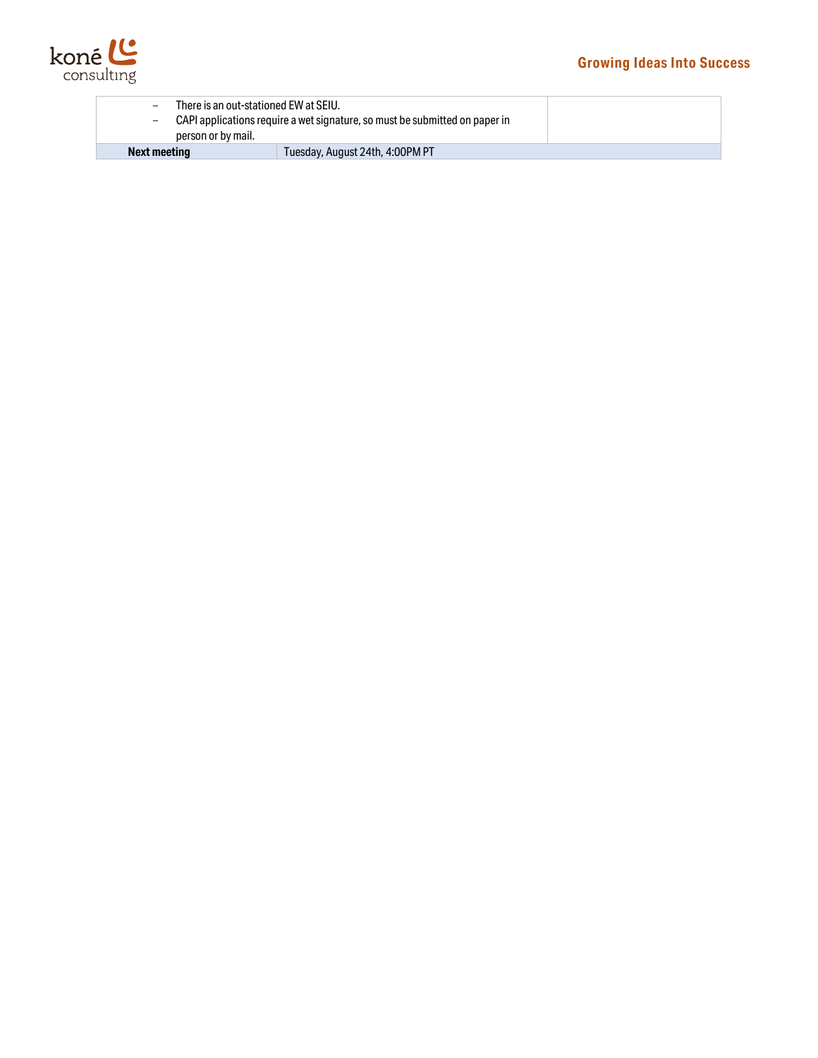| | | |
|---|---|---|
| – There is an out-stationed EW at SEIU.<br>– CAPI applications require a wet signature, so must be submitted on paper in person or by mail. | | |
| **Next meeting** | Tuesday, August 24th, 4:00PM PT | |